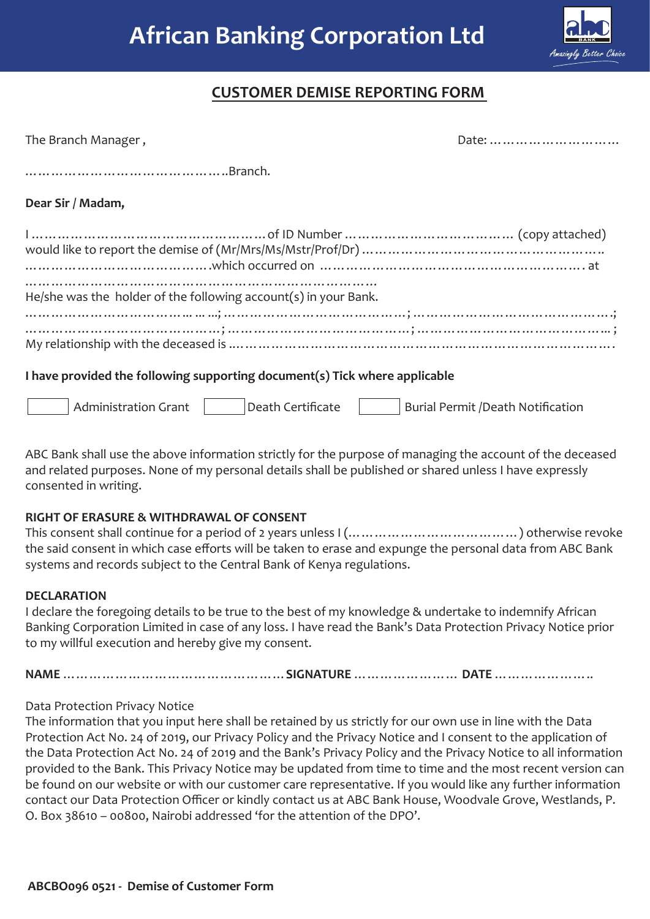# African Banking Corporation Ltd

## CUSTOMER DEMISE REPORTING FORM

The Branch Manager ,                                                                                    Date: ……………………………

…………………………………………..Branch.

**Dear Sir / Madam,**

I …………………………………………………… of ID Number …………………………………… (copy attached) would like to report the demise of (Mr/Mrs/Ms/Mstr/Prof/Dr) ………………………………………………….. …………………………………….which occurred on ………………………………………………………. at …………………………………………………………………………

He/she was the holder of the following account(s) in your Bank.

……………………………… ... ...; ……………………………………; ……………………………………….;
………………………………………; ……………………………………; ……………………………………... ;

My relationship with the deceased is …………………………………………………………………………………….

**I have provided the following supporting document(s) Tick where applicable**

☐ Administration Grant ☐ Death Certificate ☐ Burial Permit /Death Notification

ABC Bank shall use the above information strictly for the purpose of managing the account of the deceased and related purposes. None of my personal details shall be published or shared unless I have expressly consented in writing.

**RIGHT OF ERASURE & WITHDRAWAL OF CONSENT**

This consent shall continue for a period of 2 years unless I (…………………………………) otherwise revoke the said consent in which case efforts will be taken to erase and expunge the personal data from ABC Bank systems and records subject to the Central Bank of Kenya regulations.

**DECLARATION**

I declare the foregoing details to be true to the best of my knowledge & undertake to indemnify African Banking Corporation Limited in case of any loss. I have read the Bank's Data Protection Privacy Notice prior to my willful execution and hereby give my consent.

**NAME** …………………………………………… **SIGNATURE** …………………… **DATE** …………………..

Data Protection Privacy Notice

The information that you input here shall be retained by us strictly for our own use in line with the Data Protection Act No. 24 of 2019, our Privacy Policy and the Privacy Notice and I consent to the application of the Data Protection Act No. 24 of 2019 and the Bank's Privacy Policy and the Privacy Notice to all information provided to the Bank. This Privacy Notice may be updated from time to time and the most recent version can be found on our website or with our customer care representative. If you would like any further information contact our Data Protection Officer or kindly contact us at ABC Bank House, Woodvale Grove, Westlands, P. O. Box 38610 – 00800, Nairobi addressed 'for the attention of the DPO'.

**ABCBO096 0521 - Demise of Customer Form**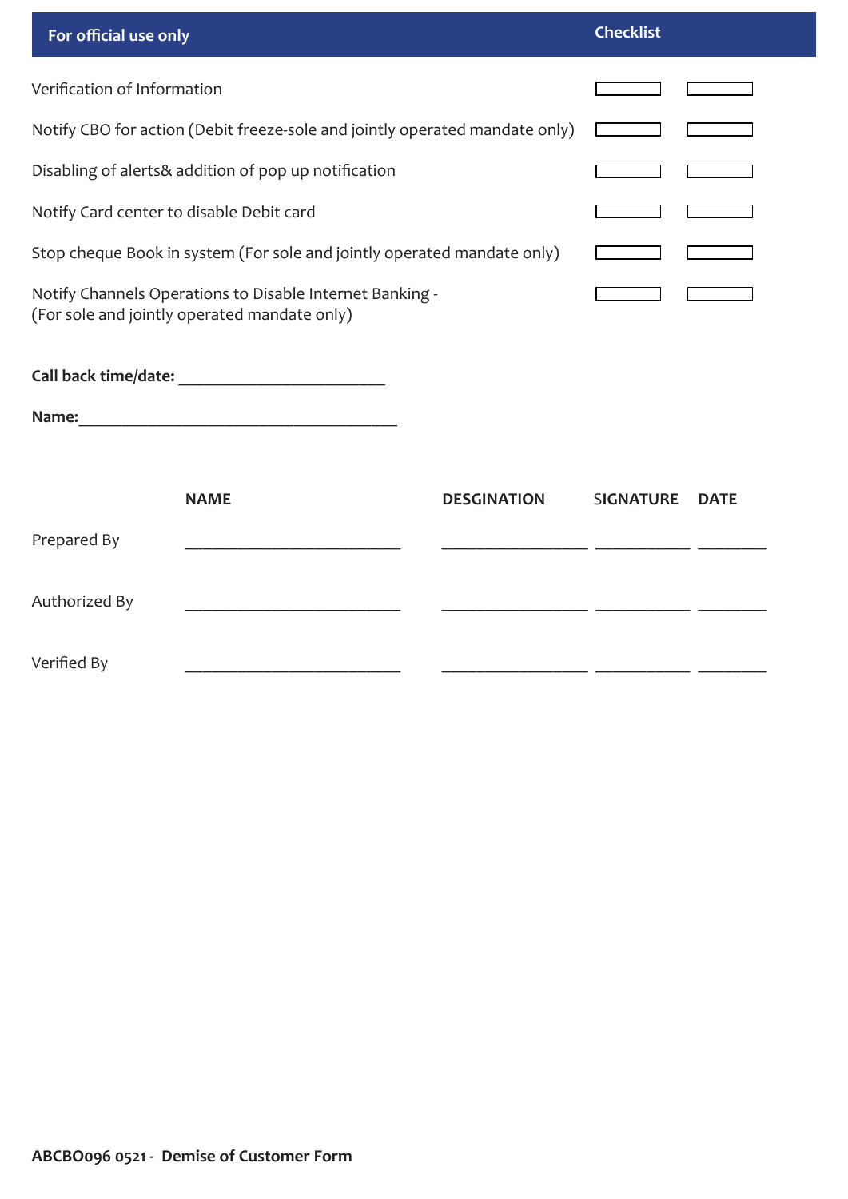| For official use only | Checklist | |
|---|---|---|
| Verification of Information | ☐ | ☐ |
| Notify CBO for action (Debit freeze-sole and jointly operated mandate only) | ☐ | ☐ |
| Disabling of alerts& addition of pop up notification | ☐ | ☐ |
| Notify Card center to disable Debit card | ☐ | ☐ |
| Stop cheque Book in system (For sole and jointly operated mandate only) | ☐ | ☐ |
| Notify Channels Operations to Disable Internet Banking - (For sole and jointly operated mandate only) | ☐ | ☐ |

**Call back time/date:** ________________________

**Name:**_____________________________________

| | NAME | DESGINATION | SIGNATURE | DATE |
|---|---|---|---|---|
| Prepared By | _________________________ | _________________ | ___________ | ________ |
| Authorized By | _________________________ | _________________ | ___________ | ________ |
| Verified By | _________________________ | _________________ | ___________ | ________ |

**ABCBO096 0521 - Demise of Customer Form**